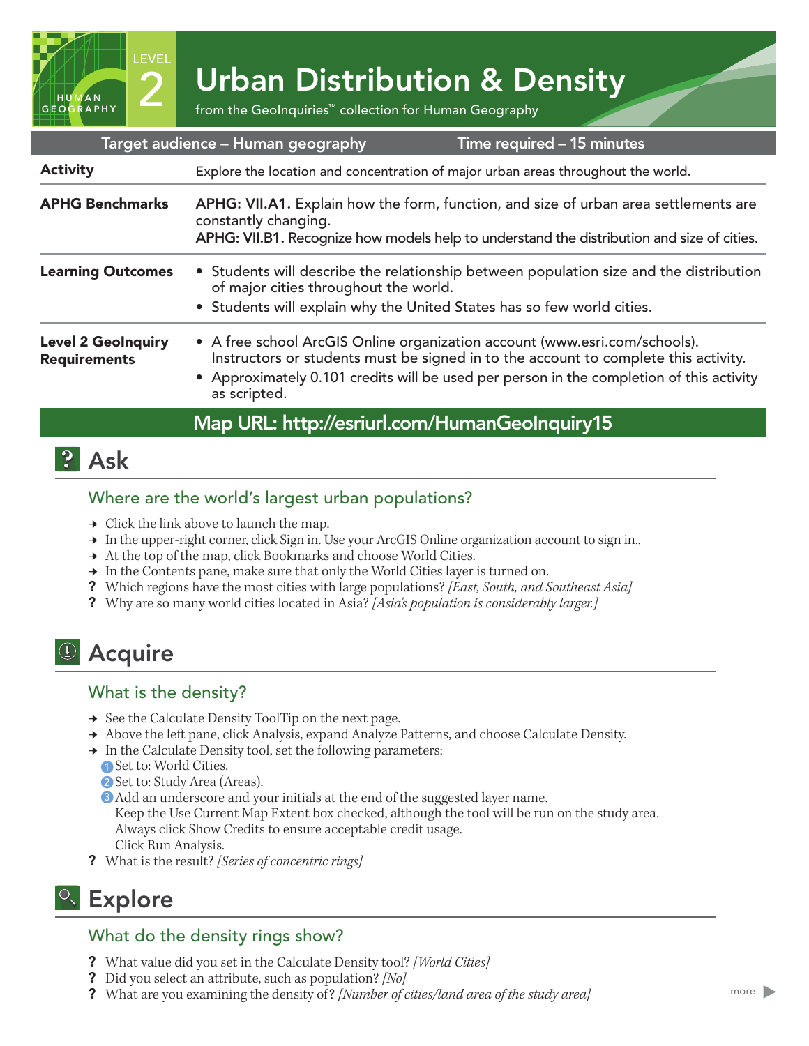# Urban Distribution & Density

LEVEL 2 — HUMAN GEOGRAPHY

from the GeoInquiries™ collection for Human Geography

| Target audience – Human geography | Time required – 15 minutes |
|---|---|

| | |
|---|---|
| **Activity** | Explore the location and concentration of major urban areas throughout the world. |
| **APHG Benchmarks** | **APHG: VII.A1.** Explain how the form, function, and size of urban area settlements are constantly changing.<br>**APHG: VII.B1.** Recognize how models help to understand the distribution and size of cities. |
| **Learning Outcomes** | • Students will describe the relationship between population size and the distribution of major cities throughout the world.<br>• Students will explain why the United States has so few world cities. |
| **Level 2 GeoInquiry Requirements** | • A free school ArcGIS Online organization account (www.esri.com/schools). Instructors or students must be signed in to the account to complete this activity.<br>• Approximately 0.101 credits will be used per person in the completion of this activity as scripted. |

**Map URL: http://esriurl.com/HumanGeoInquiry15**

## Ask

### Where are the world's largest urban populations?

→ Click the link above to launch the map.
→ In the upper-right corner, click Sign in. Use your ArcGIS Online organization account to sign in..
→ At the top of the map, click Bookmarks and choose World Cities.
→ In the Contents pane, make sure that only the World Cities layer is turned on.
? Which regions have the most cities with large populations? *[East, South, and Southeast Asia]*
? Why are so many world cities located in Asia? *[Asia's population is considerably larger.]*

## Acquire

### What is the density?

→ See the Calculate Density ToolTip on the next page.
→ Above the left pane, click Analysis, expand Analyze Patterns, and choose Calculate Density.
→ In the Calculate Density tool, set the following parameters:
1. Set to: World Cities.
2. Set to: Study Area (Areas).
3. Add an underscore and your initials at the end of the suggested layer name.

Keep the Use Current Map Extent box checked, although the tool will be run on the study area.
Always click Show Credits to ensure acceptable credit usage.
Click Run Analysis.

? What is the result? *[Series of concentric rings]*

## Explore

### What do the density rings show?

? What value did you set in the Calculate Density tool? *[World Cities]*
? Did you select an attribute, such as population? *[No]*
? What are you examining the density of? *[Number of cities/land area of the study area]*

more ▶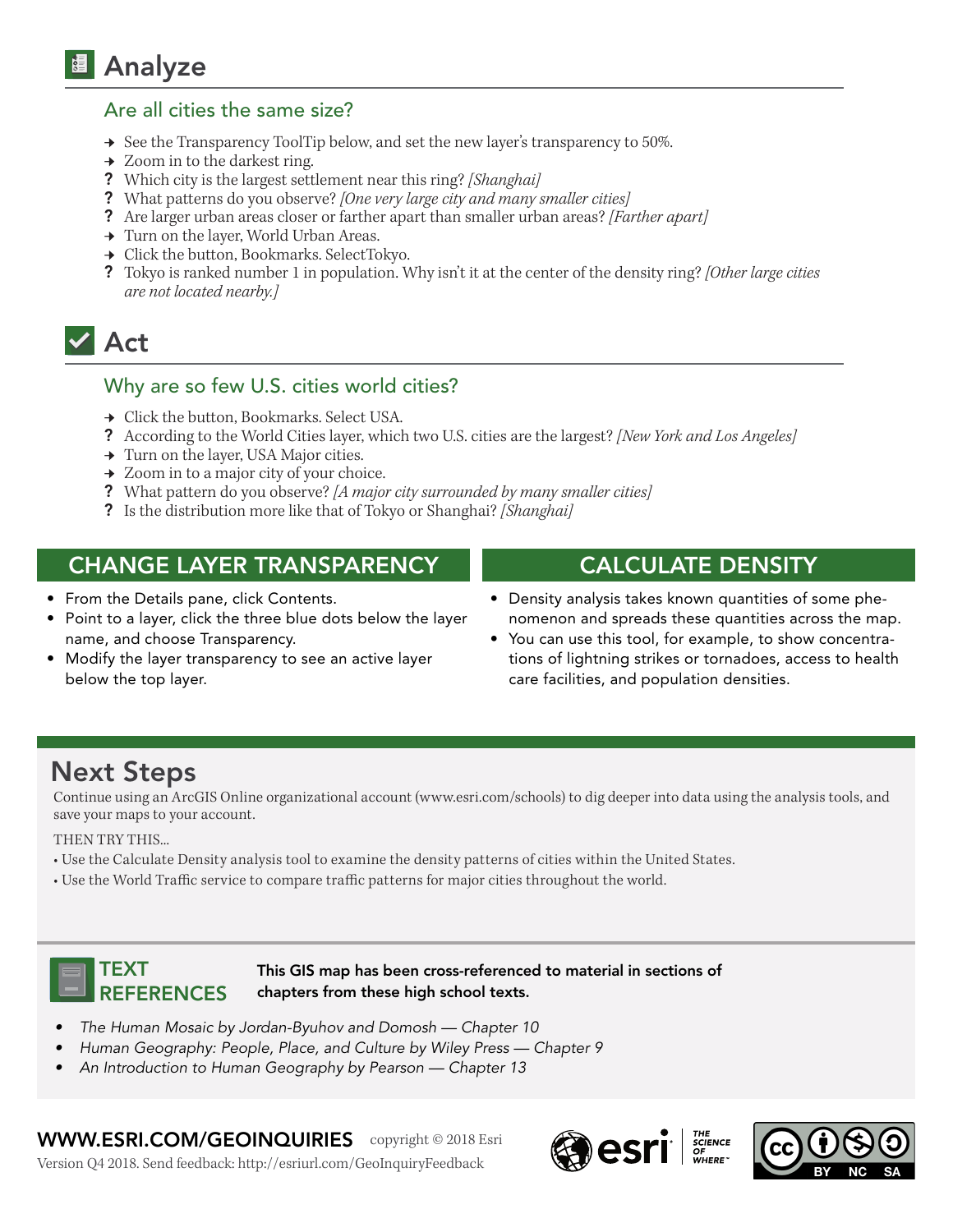## Analyze

### Are all cities the same size?

- → See the Transparency ToolTip below, and set the new layer's transparency to 50%.
- → Zoom in to the darkest ring.
- ? Which city is the largest settlement near this ring? *[Shanghai]*
- ? What patterns do you observe? *[One very large city and many smaller cities]*
- ? Are larger urban areas closer or farther apart than smaller urban areas? *[Farther apart]*
- → Turn on the layer, World Urban Areas.
- → Click the button, Bookmarks. SelectTokyo.
- ? Tokyo is ranked number 1 in population. Why isn't it at the center of the density ring? *[Other large cities are not located nearby.]*

## Act

### Why are so few U.S. cities world cities?

- → Click the button, Bookmarks. Select USA.
- ? According to the World Cities layer, which two U.S. cities are the largest? *[New York and Los Angeles]*
- → Turn on the layer, USA Major cities.
- → Zoom in to a major city of your choice.
- ? What pattern do you observe? *[A major city surrounded by many smaller cities]*
- ? Is the distribution more like that of Tokyo or Shanghai? *[Shanghai]*

### CHANGE LAYER TRANSPARENCY

- From the Details pane, click Contents.
- Point to a layer, click the three blue dots below the layer name, and choose Transparency.
- Modify the layer transparency to see an active layer below the top layer.

### CALCULATE DENSITY

- Density analysis takes known quantities of some phenomenon and spreads these quantities across the map.
- You can use this tool, for example, to show concentrations of lightning strikes or tornadoes, access to health care facilities, and population densities.

## Next Steps

Continue using an ArcGIS Online organizational account (www.esri.com/schools) to dig deeper into data using the analysis tools, and save your maps to your account.

THEN TRY THIS...

- Use the Calculate Density analysis tool to examine the density patterns of cities within the United States.
- Use the World Traffic service to compare traffic patterns for major cities throughout the world.

### TEXT REFERENCES

**This GIS map has been cross-referenced to material in sections of chapters from these high school texts.**

- *The Human Mosaic by Jordan-Byuhov and Domosh — Chapter 10*
- *Human Geography: People, Place, and Culture by Wiley Press — Chapter 9*
- *An Introduction to Human Geography by Pearson — Chapter 13*

**WWW.ESRI.COM/GEOINQUIRIES** copyright © 2018 Esri

Version Q4 2018. Send feedback: http://esriurl.com/GeoInquiryFeedback